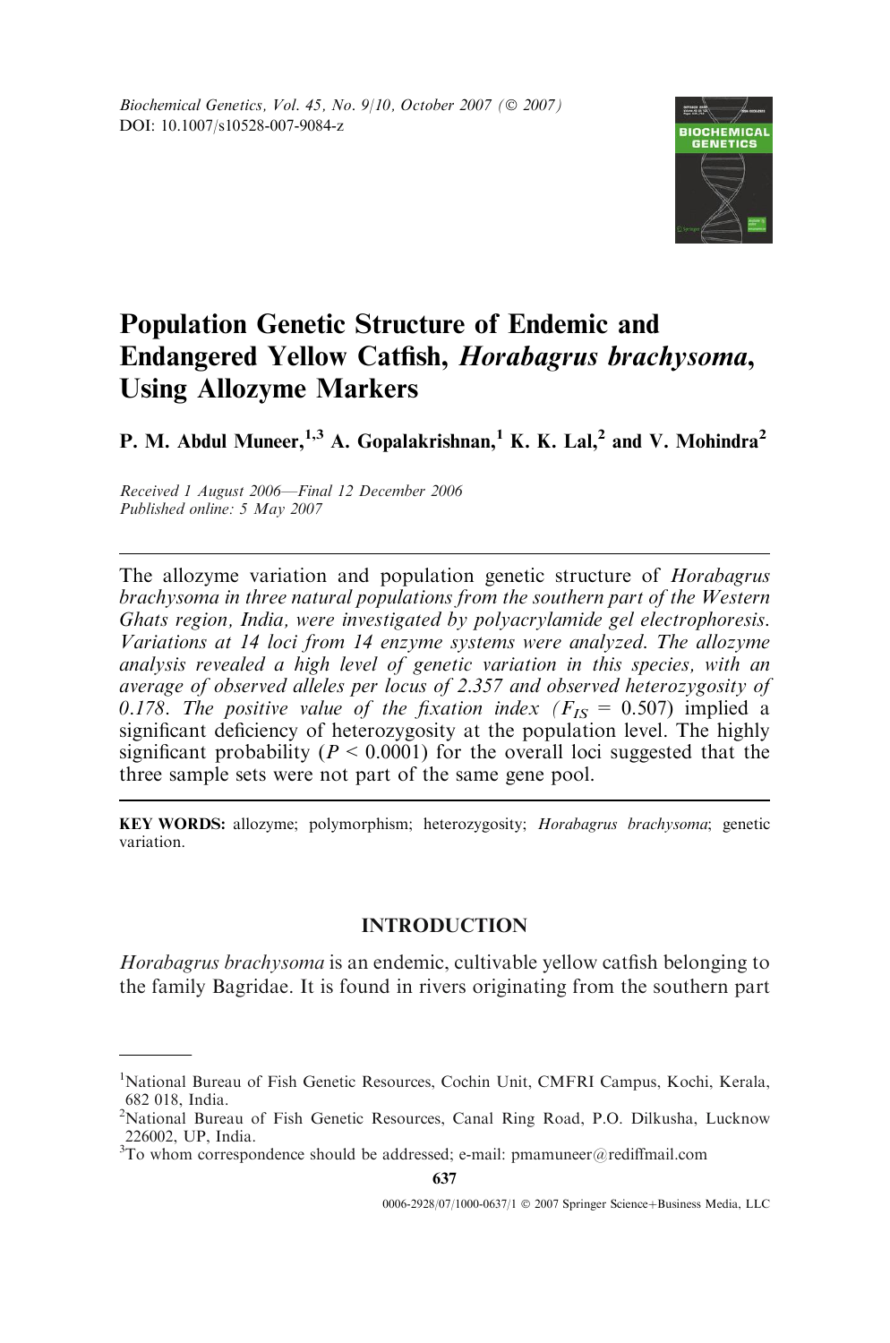# Population Genetic Structure of Endemic and Endangered Yellow Catfish, *Horabagrus brachysoma*, Using Allozyme Markers

**P. M. Abdul Muneer,[1,3] A. Gopalakrishnan,[1] K. K. Lal,[2] and V. Mohindra[2]**

*Received 1 August 2006—Final 12 December 2006*
*Published online: 5 May 2007*

---

*The allozyme variation and population genetic structure of Horabagrus brachysoma in three natural populations from the southern part of the Western Ghats region, India, were investigated by polyacrylamide gel electrophoresis. Variations at 14 loci from 14 enzyme systems were analyzed. The allozyme analysis revealed a high level of genetic variation in this species, with an average of observed alleles per locus of 2.357 and observed heterozygosity of 0.178. The positive value of the fixation index ($F_{IS}$ = 0.507) implied a significant deficiency of heterozygosity at the population level. The highly significant probability ($P$ < 0.0001) for the overall loci suggested that the three sample sets were not part of the same gene pool.*

---

**KEY WORDS:** allozyme; polymorphism; heterozygosity; *Horabagrus brachysoma*; genetic variation.

## INTRODUCTION

*Horabagrus brachysoma* is an endemic, cultivable yellow catfish belonging to the family Bagridae. It is found in rivers originating from the southern part

---

[1]National Bureau of Fish Genetic Resources, Cochin Unit, CMFRI Campus, Kochi, Kerala, 682 018, India.

[2]National Bureau of Fish Genetic Resources, Canal Ring Road, P.O. Dilkusha, Lucknow 226002, UP, India.

[3]To whom correspondence should be addressed; e-mail: pmamuneer@rediffmail.com

0006-2928/07/1000-0637/1 © 2007 Springer Science+Business Media, LLC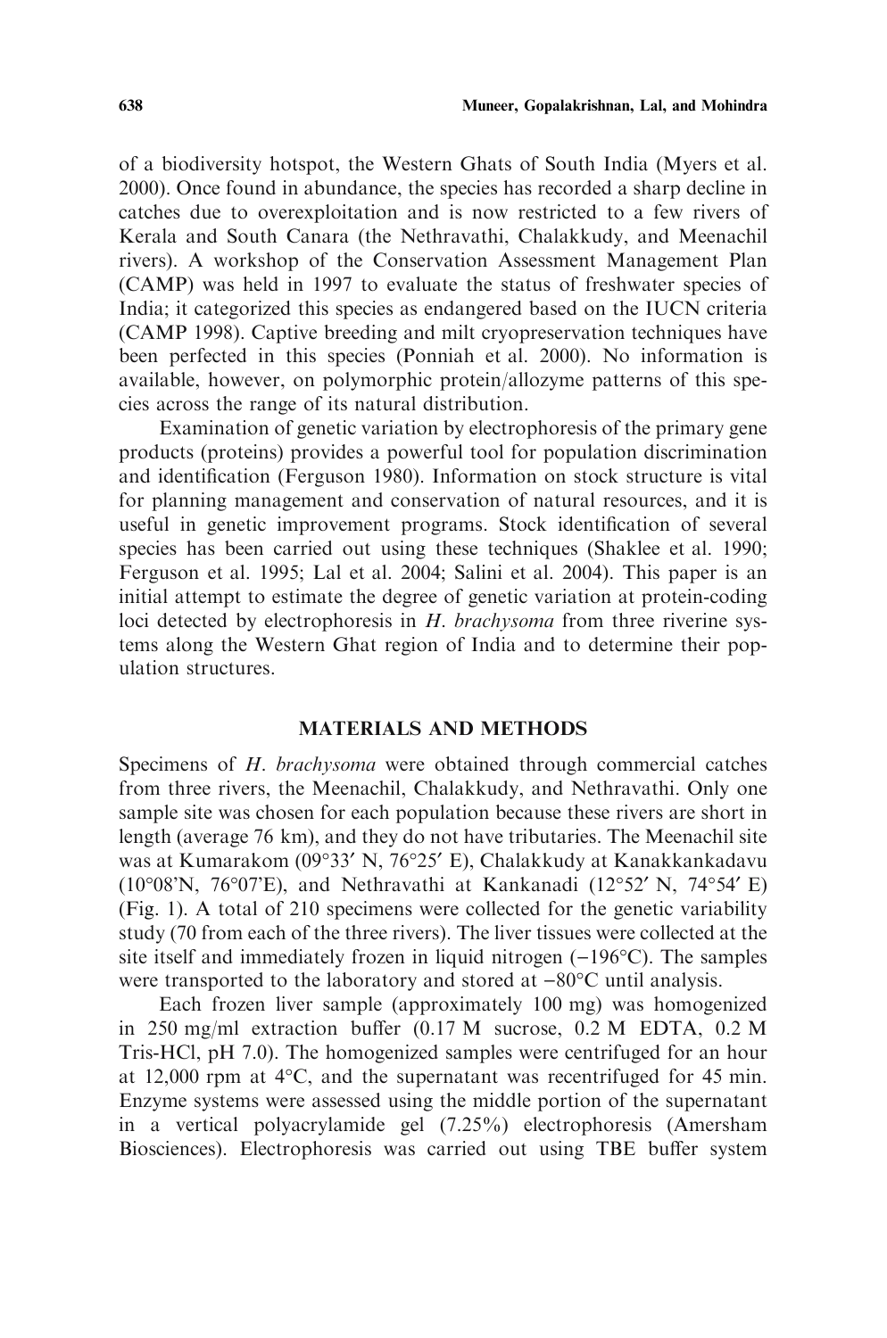of a biodiversity hotspot, the Western Ghats of South India (Myers et al. 2000). Once found in abundance, the species has recorded a sharp decline in catches due to overexploitation and is now restricted to a few rivers of Kerala and South Canara (the Nethravathi, Chalakkudy, and Meenachil rivers). A workshop of the Conservation Assessment Management Plan (CAMP) was held in 1997 to evaluate the status of freshwater species of India; it categorized this species as endangered based on the IUCN criteria (CAMP 1998). Captive breeding and milt cryopreservation techniques have been perfected in this species (Ponniah et al. 2000). No information is available, however, on polymorphic protein/allozyme patterns of this species across the range of its natural distribution.

Examination of genetic variation by electrophoresis of the primary gene products (proteins) provides a powerful tool for population discrimination and identification (Ferguson 1980). Information on stock structure is vital for planning management and conservation of natural resources, and it is useful in genetic improvement programs. Stock identification of several species has been carried out using these techniques (Shaklee et al. 1990; Ferguson et al. 1995; Lal et al. 2004; Salini et al. 2004). This paper is an initial attempt to estimate the degree of genetic variation at protein-coding loci detected by electrophoresis in *H. brachysoma* from three riverine systems along the Western Ghat region of India and to determine their population structures.

## MATERIALS AND METHODS

Specimens of *H. brachysoma* were obtained through commercial catches from three rivers, the Meenachil, Chalakkudy, and Nethravathi. Only one sample site was chosen for each population because these rivers are short in length (average 76 km), and they do not have tributaries. The Meenachil site was at Kumarakom (09°33′ N, 76°25′ E), Chalakkudy at Kanakkankadavu (10°08′N, 76°07′E), and Nethravathi at Kankanadi (12°52′ N, 74°54′ E) (Fig. 1). A total of 210 specimens were collected for the genetic variability study (70 from each of the three rivers). The liver tissues were collected at the site itself and immediately frozen in liquid nitrogen (−196°C). The samples were transported to the laboratory and stored at −80°C until analysis.

Each frozen liver sample (approximately 100 mg) was homogenized in 250 mg/ml extraction buffer (0.17 M sucrose, 0.2 M EDTA, 0.2 M Tris-HCl, pH 7.0). The homogenized samples were centrifuged for an hour at 12,000 rpm at 4°C, and the supernatant was recentrifuged for 45 min. Enzyme systems were assessed using the middle portion of the supernatant in a vertical polyacrylamide gel (7.25%) electrophoresis (Amersham Biosciences). Electrophoresis was carried out using TBE buffer system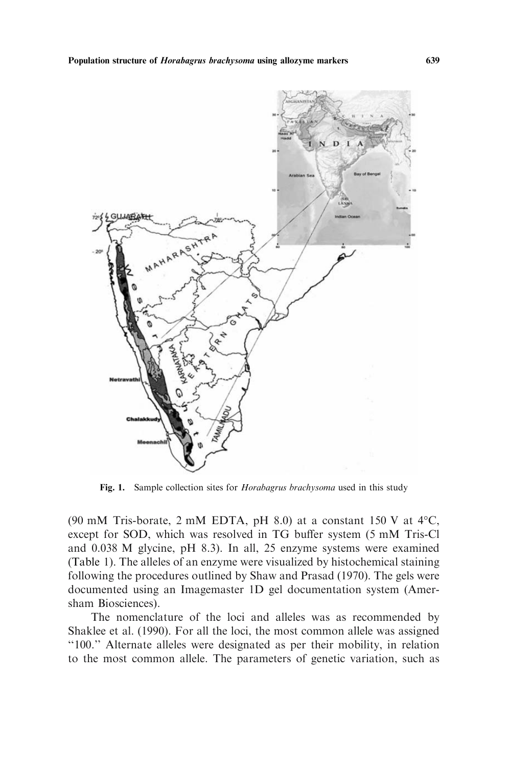**Fig. 1.** Sample collection sites for *Horabagrus brachysoma* used in this study

(90 mM Tris-borate, 2 mM EDTA, pH 8.0) at a constant 150 V at 4°C, except for SOD, which was resolved in TG buffer system (5 mM Tris-Cl and 0.038 M glycine, pH 8.3). In all, 25 enzyme systems were examined (Table 1). The alleles of an enzyme were visualized by histochemical staining following the procedures outlined by Shaw and Prasad (1970). The gels were documented using an Imagemaster 1D gel documentation system (Amersham Biosciences).

The nomenclature of the loci and alleles was as recommended by Shaklee et al. (1990). For all the loci, the most common allele was assigned "100." Alternate alleles were designated as per their mobility, in relation to the most common allele. The parameters of genetic variation, such as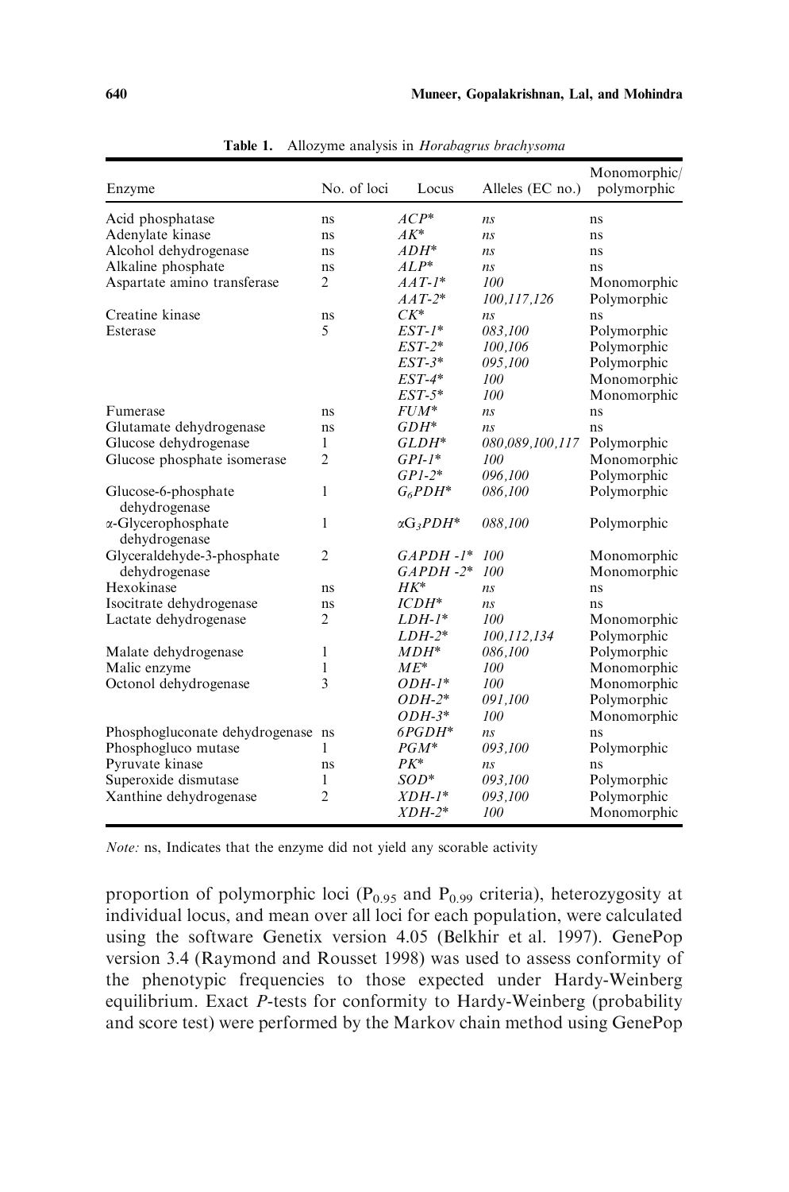**Table 1.** Allozyme analysis in *Horabagrus brachysoma*

| Enzyme | No. of loci | Locus | Alleles (EC no.) | Monomorphic/ polymorphic |
|---|---|---|---|---|
| Acid phosphatase | ns | *ACP** | *ns* | ns |
| Adenylate kinase | ns | *AK** | *ns* | ns |
| Alcohol dehydrogenase | ns | *ADH** | *ns* | ns |
| Alkaline phosphate | ns | *ALP** | *ns* | ns |
| Aspartate amino transferase | 2 | *AAT-1** | *100* | Monomorphic |
| | | *AAT-2** | *100,117,126* | Polymorphic |
| Creatine kinase | ns | *CK** | *ns* | ns |
| Esterase | 5 | *EST-1** | *083,100* | Polymorphic |
| | | *EST-2** | *100,106* | Polymorphic |
| | | *EST-3** | *095,100* | Polymorphic |
| | | *EST-4** | *100* | Monomorphic |
| | | *EST-5** | *100* | Monomorphic |
| Fumerase | ns | *FUM** | *ns* | ns |
| Glutamate dehydrogenase | ns | *GDH** | *ns* | ns |
| Glucose dehydrogenase | 1 | *GLDH** | *080,089,100,117* | Polymorphic |
| Glucose phosphate isomerase | 2 | *GPI-1** | *100* | Monomorphic |
| | | *GPI-2** | *096,100* | Polymorphic |
| Glucose-6-phosphate dehydrogenase | 1 | $G_6PDH$* | *086,100* | Polymorphic |
| α-Glycerophosphate dehydrogenase | 1 | $\alpha G_3PDH$* | *088,100* | Polymorphic |
| Glyceraldehyde-3-phosphate dehydrogenase | 2 | *GAPDH -1** | *100* | Monomorphic |
| | | *GAPDH -2** | *100* | Monomorphic |
| Hexokinase | ns | *HK** | *ns* | ns |
| Isocitrate dehydrogenase | ns | *ICDH** | *ns* | ns |
| Lactate dehydrogenase | 2 | *LDH-1** | *100* | Monomorphic |
| | | *LDH-2** | *100,112,134* | Polymorphic |
| Malate dehydrogenase | 1 | *MDH** | *086,100* | Polymorphic |
| Malic enzyme | 1 | *ME** | *100* | Monomorphic |
| Octonol dehydrogenase | 3 | *ODH-1** | *100* | Monomorphic |
| | | *ODH-2** | *091,100* | Polymorphic |
| | | *ODH-3** | *100* | Monomorphic |
| Phosphogluconate dehydrogenase | ns | *6PGDH** | *ns* | ns |
| Phosphogluco mutase | 1 | *PGM** | *093,100* | Polymorphic |
| Pyruvate kinase | ns | *PK** | *ns* | ns |
| Superoxide dismutase | 1 | *SOD** | *093,100* | Polymorphic |
| Xanthine dehydrogenase | 2 | *XDH-1** | *093,100* | Polymorphic |
| | | *XDH-2** | *100* | Monomorphic |

*Note:* ns, Indicates that the enzyme did not yield any scorable activity

proportion of polymorphic loci ($P_{0.95}$ and $P_{0.99}$ criteria), heterozygosity at individual locus, and mean over all loci for each population, were calculated using the software Genetix version 4.05 (Belkhir et al. 1997). GenePop version 3.4 (Raymond and Rousset 1998) was used to assess conformity of the phenotypic frequencies to those expected under Hardy-Weinberg equilibrium. Exact *P*-tests for conformity to Hardy-Weinberg (probability and score test) were performed by the Markov chain method using GenePop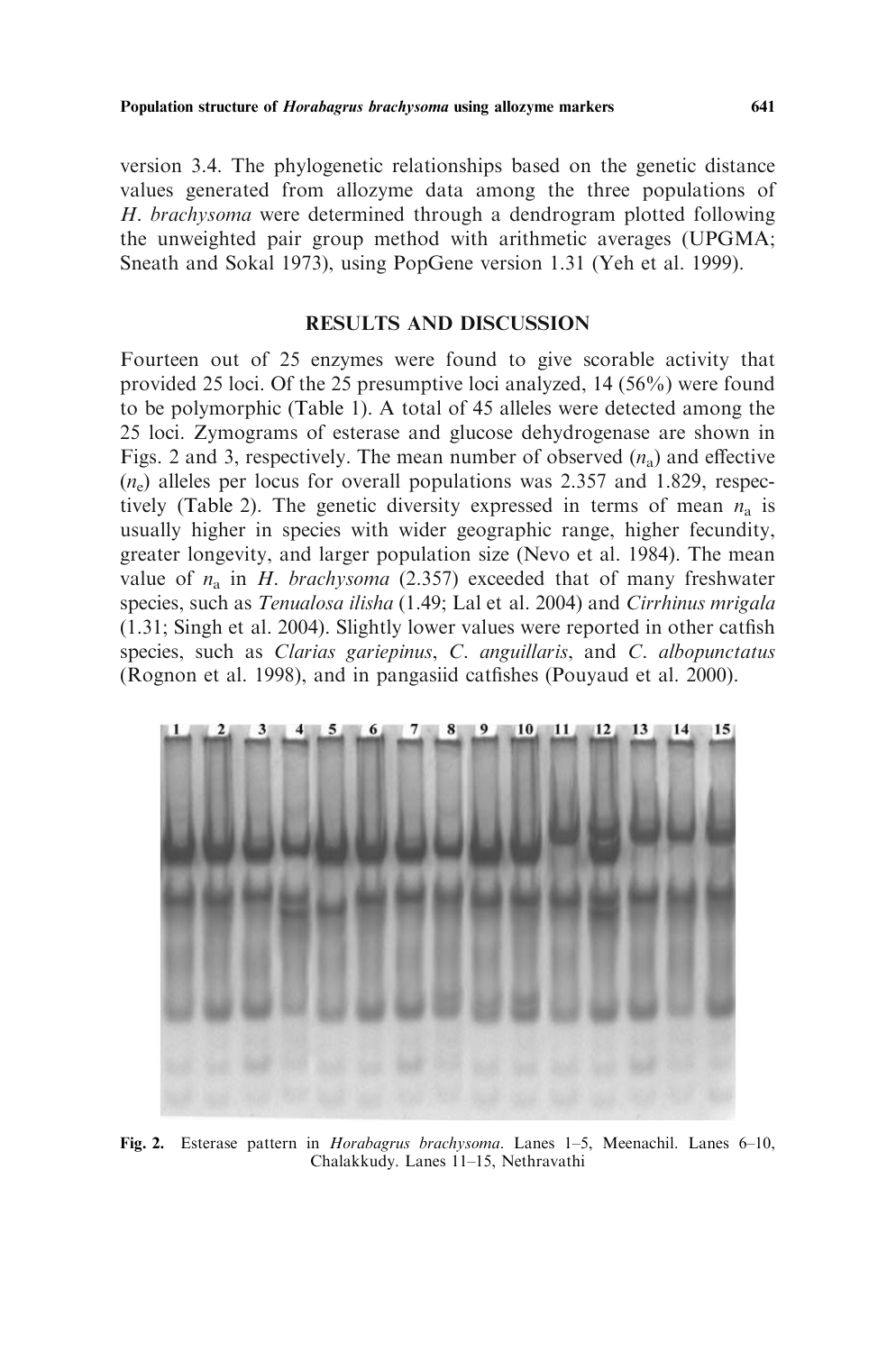version 3.4. The phylogenetic relationships based on the genetic distance values generated from allozyme data among the three populations of *H. brachysoma* were determined through a dendrogram plotted following the unweighted pair group method with arithmetic averages (UPGMA; Sneath and Sokal 1973), using PopGene version 1.31 (Yeh et al. 1999).

## RESULTS AND DISCUSSION

Fourteen out of 25 enzymes were found to give scorable activity that provided 25 loci. Of the 25 presumptive loci analyzed, 14 (56%) were found to be polymorphic (Table 1). A total of 45 alleles were detected among the 25 loci. Zymograms of esterase and glucose dehydrogenase are shown in Figs. 2 and 3, respectively. The mean number of observed ($n_a$) and effective ($n_e$) alleles per locus for overall populations was 2.357 and 1.829, respectively (Table 2). The genetic diversity expressed in terms of mean $n_a$ is usually higher in species with wider geographic range, higher fecundity, greater longevity, and larger population size (Nevo et al. 1984). The mean value of $n_a$ in *H. brachysoma* (2.357) exceeded that of many freshwater species, such as *Tenualosa ilisha* (1.49; Lal et al. 2004) and *Cirrhinus mrigala* (1.31; Singh et al. 2004). Slightly lower values were reported in other catfish species, such as *Clarias gariepinus*, *C. anguillaris*, and *C. albopunctatus* (Rognon et al. 1998), and in pangasiid catfishes (Pouyaud et al. 2000).

**Fig. 2.** Esterase pattern in *Horabagrus brachysoma*. Lanes 1–5, Meenachil. Lanes 6–10, Chalakkudy. Lanes 11–15, Nethravathi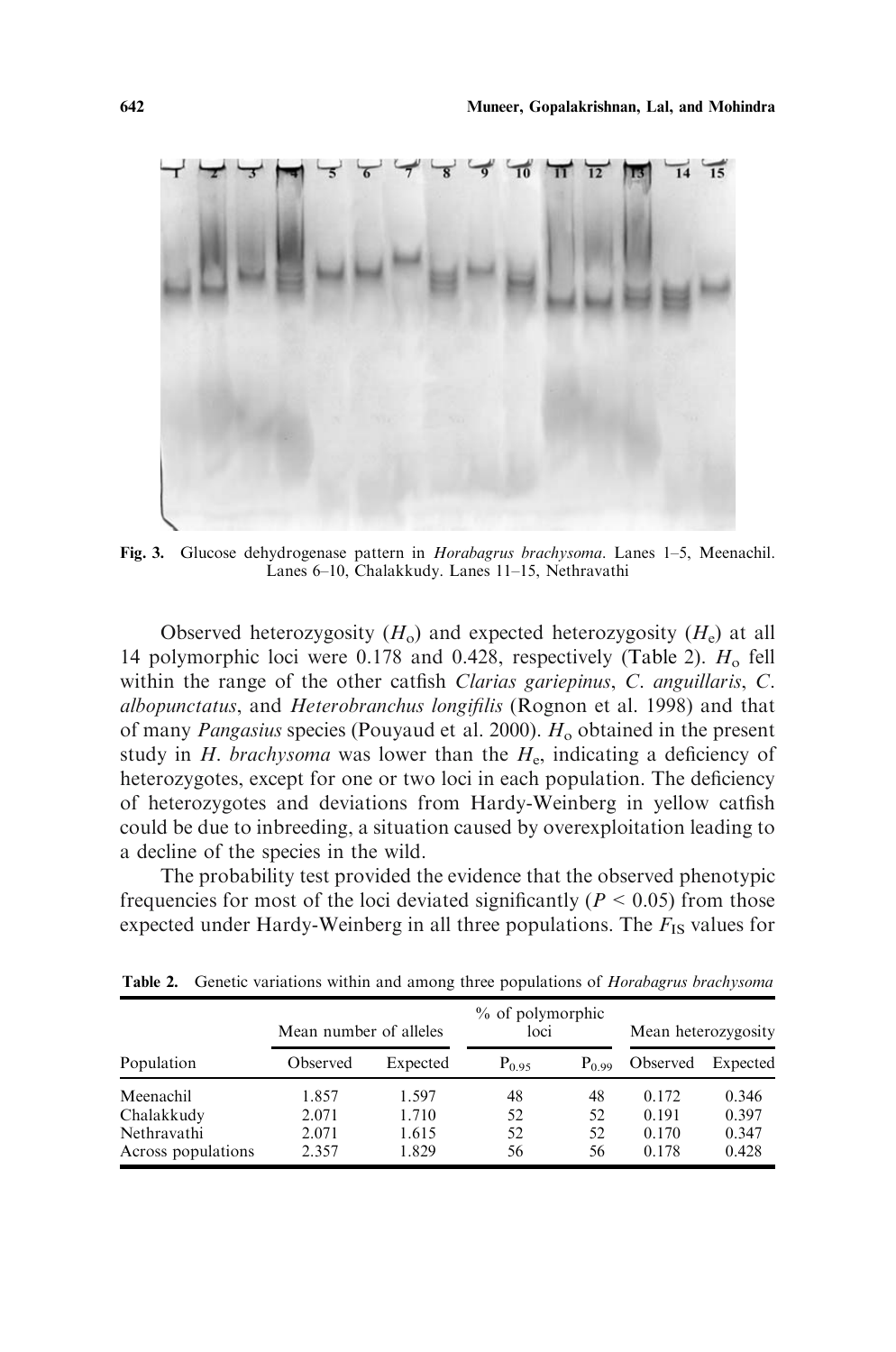Fig. 3. Glucose dehydrogenase pattern in *Horabagrus brachysoma*. Lanes 1–5, Meenachil. Lanes 6–10, Chalakkudy. Lanes 11–15, Nethravathi

Observed heterozygosity ($H_o$) and expected heterozygosity ($H_e$) at all 14 polymorphic loci were 0.178 and 0.428, respectively (Table 2). $H_o$ fell within the range of the other catfish *Clarias gariepinus*, *C. anguillaris*, *C. albopunctatus*, and *Heterobranchus longifilis* (Rognon et al. 1998) and that of many *Pangasius* species (Pouyaud et al. 2000). $H_o$ obtained in the present study in *H. brachysoma* was lower than the $H_e$, indicating a deficiency of heterozygotes, except for one or two loci in each population. The deficiency of heterozygotes and deviations from Hardy-Weinberg in yellow catfish could be due to inbreeding, a situation caused by overexploitation leading to a decline of the species in the wild.

The probability test provided the evidence that the observed phenotypic frequencies for most of the loci deviated significantly ($P < 0.05$) from those expected under Hardy-Weinberg in all three populations. The $F_{IS}$ values for

**Table 2.** Genetic variations within and among three populations of *Horabagrus brachysoma*

| | Mean number of alleles | | % of polymorphic loci | | Mean heterozygosity | |
|---|---|---|---|---|---|---|
| Population | Observed | Expected | $P_{0.95}$ | $P_{0.99}$ | Observed | Expected |
| Meenachil | 1.857 | 1.597 | 48 | 48 | 0.172 | 0.346 |
| Chalakkudy | 2.071 | 1.710 | 52 | 52 | 0.191 | 0.397 |
| Nethravathi | 2.071 | 1.615 | 52 | 52 | 0.170 | 0.347 |
| Across populations | 2.357 | 1.829 | 56 | 56 | 0.178 | 0.428 |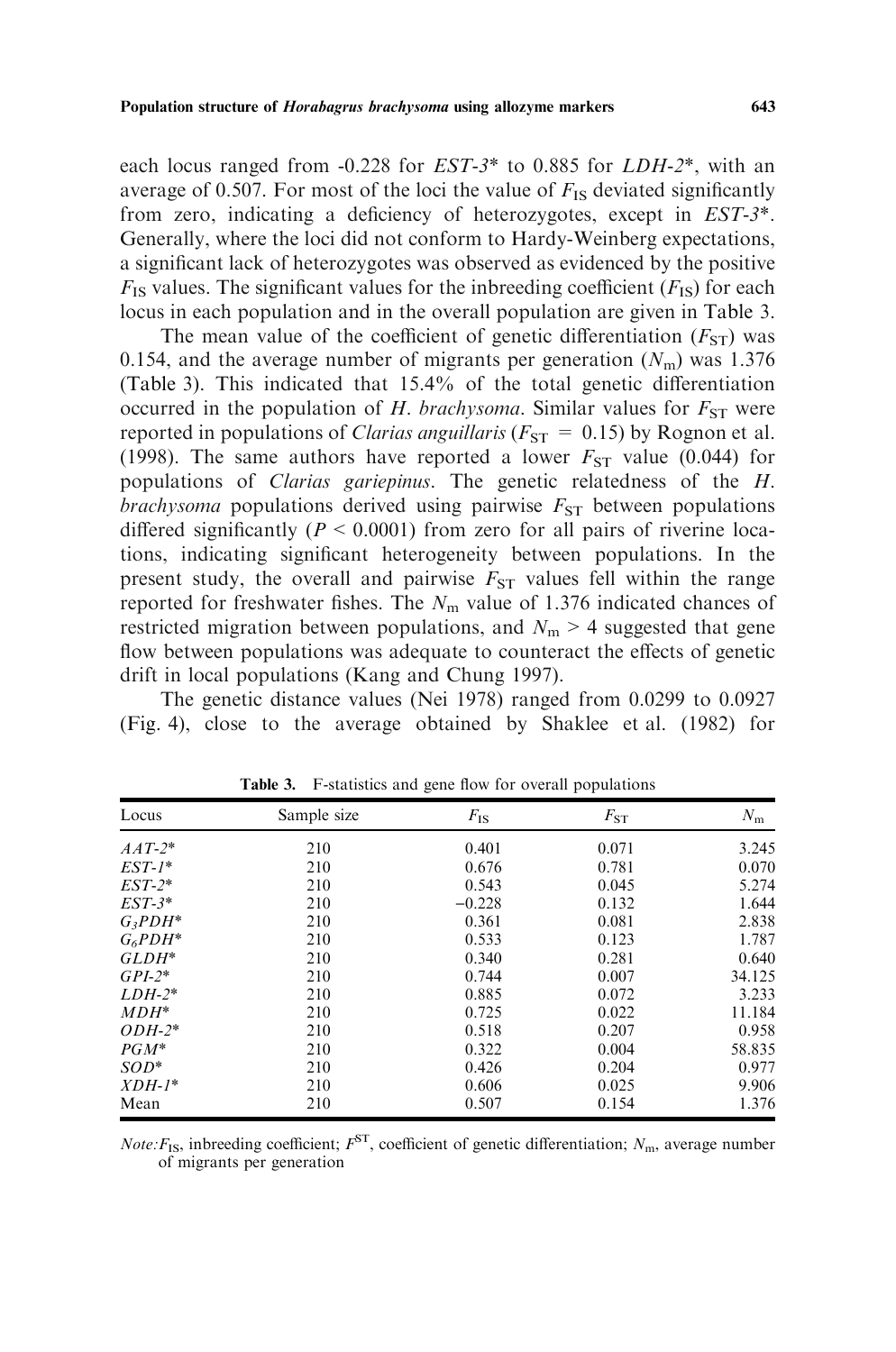each locus ranged from -0.228 for *EST-3** to 0.885 for *LDH-2**, with an average of 0.507. For most of the loci the value of $F_{IS}$ deviated significantly from zero, indicating a deficiency of heterozygotes, except in *EST-3**. Generally, where the loci did not conform to Hardy-Weinberg expectations, a significant lack of heterozygotes was observed as evidenced by the positive $F_{IS}$ values. The significant values for the inbreeding coefficient ($F_{IS}$) for each locus in each population and in the overall population are given in Table 3.

The mean value of the coefficient of genetic differentiation ($F_{ST}$) was 0.154, and the average number of migrants per generation ($N_m$) was 1.376 (Table 3). This indicated that 15.4% of the total genetic differentiation occurred in the population of *H. brachysoma*. Similar values for $F_{ST}$ were reported in populations of *Clarias anguillaris* ($F_{ST} = 0.15$) by Rognon et al. (1998). The same authors have reported a lower $F_{ST}$ value (0.044) for populations of *Clarias gariepinus*. The genetic relatedness of the *H. brachysoma* populations derived using pairwise $F_{ST}$ between populations differed significantly ($P < 0.0001$) from zero for all pairs of riverine locations, indicating significant heterogeneity between populations. In the present study, the overall and pairwise $F_{ST}$ values fell within the range reported for freshwater fishes. The $N_m$ value of 1.376 indicated chances of restricted migration between populations, and $N_m > 4$ suggested that gene flow between populations was adequate to counteract the effects of genetic drift in local populations (Kang and Chung 1997).

The genetic distance values (Nei 1978) ranged from 0.0299 to 0.0927 (Fig. 4), close to the average obtained by Shaklee et al. (1982) for

**Table 3.** F-statistics and gene flow for overall populations

| Locus | Sample size | $F_{IS}$ | $F_{ST}$ | $N_m$ |
|---|---|---|---|---|
| *AAT-2** | 210 | 0.401 | 0.071 | 3.245 |
| *EST-1** | 210 | 0.676 | 0.781 | 0.070 |
| *EST-2** | 210 | 0.543 | 0.045 | 5.274 |
| *EST-3** | 210 | −0.228 | 0.132 | 1.644 |
| *$G_3$PDH** | 210 | 0.361 | 0.081 | 2.838 |
| *$G_6$PDH** | 210 | 0.533 | 0.123 | 1.787 |
| *GLDH** | 210 | 0.340 | 0.281 | 0.640 |
| *GPI-2** | 210 | 0.744 | 0.007 | 34.125 |
| *LDH-2** | 210 | 0.885 | 0.072 | 3.233 |
| *MDH** | 210 | 0.725 | 0.022 | 11.184 |
| *ODH-2** | 210 | 0.518 | 0.207 | 0.958 |
| *PGM** | 210 | 0.322 | 0.004 | 58.835 |
| *SOD** | 210 | 0.426 | 0.204 | 0.977 |
| *XDH-1** | 210 | 0.606 | 0.025 | 9.906 |
| Mean | 210 | 0.507 | 0.154 | 1.376 |

*Note:* $F_{IS}$, inbreeding coefficient; $F^{ST}$, coefficient of genetic differentiation; $N_m$, average number of migrants per generation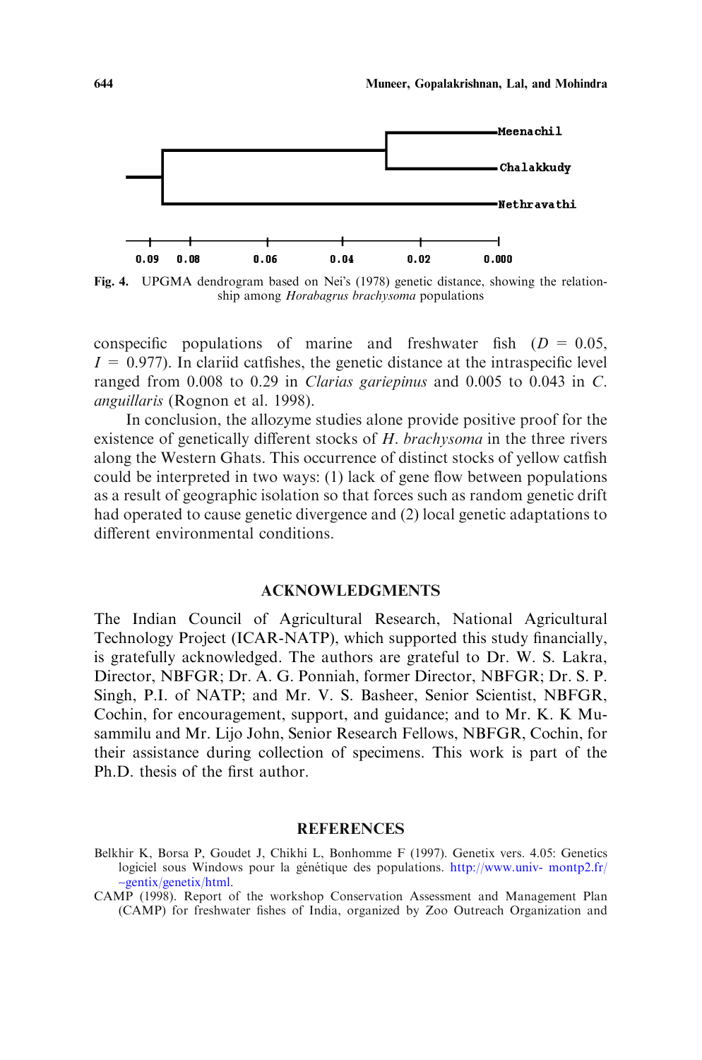Fig. 4. UPGMA dendrogram based on Nei's (1978) genetic distance, showing the relationship among *Horabagrus brachysoma* populations

conspecific populations of marine and freshwater fish ($D$ = 0.05, $I$ = 0.977). In clariid catfishes, the genetic distance at the intraspecific level ranged from 0.008 to 0.29 in *Clarias gariepinus* and 0.005 to 0.043 in *C. anguillaris* (Rognon et al. 1998).

In conclusion, the allozyme studies alone provide positive proof for the existence of genetically different stocks of *H. brachysoma* in the three rivers along the Western Ghats. This occurrence of distinct stocks of yellow catfish could be interpreted in two ways: (1) lack of gene flow between populations as a result of geographic isolation so that forces such as random genetic drift had operated to cause genetic divergence and (2) local genetic adaptations to different environmental conditions.

## ACKNOWLEDGMENTS

The Indian Council of Agricultural Research, National Agricultural Technology Project (ICAR-NATP), which supported this study financially, is gratefully acknowledged. The authors are grateful to Dr. W. S. Lakra, Director, NBFGR; Dr. A. G. Ponniah, former Director, NBFGR; Dr. S. P. Singh, P.I. of NATP; and Mr. V. S. Basheer, Senior Scientist, NBFGR, Cochin, for encouragement, support, and guidance; and to Mr. K. K Musammilu and Mr. Lijo John, Senior Research Fellows, NBFGR, Cochin, for their assistance during collection of specimens. This work is part of the Ph.D. thesis of the first author.

## REFERENCES

Belkhir K, Borsa P, Goudet J, Chikhi L, Bonhomme F (1997). Genetix vers. 4.05: Genetics logiciel sous Windows pour la génétique des populations. http://www.univ- montp2.fr/~gentix/genetix/html.

CAMP (1998). Report of the workshop Conservation Assessment and Management Plan (CAMP) for freshwater fishes of India, organized by Zoo Outreach Organization and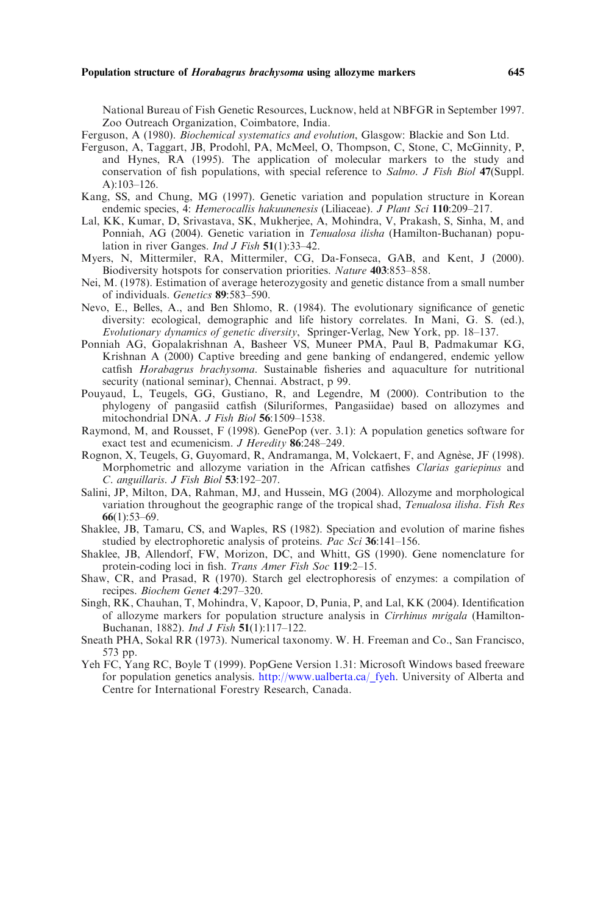National Bureau of Fish Genetic Resources, Lucknow, held at NBFGR in September 1997. Zoo Outreach Organization, Coimbatore, India.

Ferguson, A (1980). *Biochemical systematics and evolution*, Glasgow: Blackie and Son Ltd.

Ferguson, A, Taggart, JB, Prodohl, PA, McMeel, O, Thompson, C, Stone, C, McGinnity, P, and Hynes, RA (1995). The application of molecular markers to the study and conservation of fish populations, with special reference to *Salmo*. *J Fish Biol* **47**(Suppl. A):103–126.

Kang, SS, and Chung, MG (1997). Genetic variation and population structure in Korean endemic species, 4: *Hemerocallis hakuunenesis* (Liliaceae). *J Plant Sci* **110**:209–217.

Lal, KK, Kumar, D, Srivastava, SK, Mukherjee, A, Mohindra, V, Prakash, S, Sinha, M, and Ponniah, AG (2004). Genetic variation in *Tenualosa ilisha* (Hamilton-Buchanan) population in river Ganges. *Ind J Fish* **51**(1):33–42.

Myers, N, Mittermiler, RA, Mittermiler, CG, Da-Fonseca, GAB, and Kent, J (2000). Biodiversity hotspots for conservation priorities. *Nature* **403**:853–858.

Nei, M. (1978). Estimation of average heterozygosity and genetic distance from a small number of individuals. *Genetics* **89**:583–590.

Nevo, E., Belles, A., and Ben Shlomo, R. (1984). The evolutionary significance of genetic diversity: ecological, demographic and life history correlates. In Mani, G. S. (ed.), *Evolutionary dynamics of genetic diversity*, Springer-Verlag, New York, pp. 18–137.

Ponniah AG, Gopalakrishnan A, Basheer VS, Muneer PMA, Paul B, Padmakumar KG, Krishnan A (2000) Captive breeding and gene banking of endangered, endemic yellow catfish *Horabagrus brachysoma*. Sustainable fisheries and aquaculture for nutritional security (national seminar), Chennai. Abstract, p 99.

Pouyaud, L, Teugels, GG, Gustiano, R, and Legendre, M (2000). Contribution to the phylogeny of pangasiid catfish (Siluriformes, Pangasiidae) based on allozymes and mitochondrial DNA. *J Fish Biol* **56**:1509–1538.

Raymond, M, and Rousset, F (1998). GenePop (ver. 3.1): A population genetics software for exact test and ecumenicism. *J Heredity* **86**:248–249.

Rognon, X, Teugels, G, Guyomard, R, Andramanga, M, Volckaert, F, and Agnèse, JF (1998). Morphometric and allozyme variation in the African catfishes *Clarias gariepinus* and *C. anguillaris*. *J Fish Biol* **53**:192–207.

Salini, JP, Milton, DA, Rahman, MJ, and Hussein, MG (2004). Allozyme and morphological variation throughout the geographic range of the tropical shad, *Tenualosa ilisha*. *Fish Res* **66**(1):53–69.

Shaklee, JB, Tamaru, CS, and Waples, RS (1982). Speciation and evolution of marine fishes studied by electrophoretic analysis of proteins. *Pac Sci* **36**:141–156.

Shaklee, JB, Allendorf, FW, Morizon, DC, and Whitt, GS (1990). Gene nomenclature for protein-coding loci in fish. *Trans Amer Fish Soc* **119**:2–15.

Shaw, CR, and Prasad, R (1970). Starch gel electrophoresis of enzymes: a compilation of recipes. *Biochem Genet* **4**:297–320.

Singh, RK, Chauhan, T, Mohindra, V, Kapoor, D, Punia, P, and Lal, KK (2004). Identification of allozyme markers for population structure analysis in *Cirrhinus mrigala* (Hamilton-Buchanan, 1882). *Ind J Fish* **51**(1):117–122.

Sneath PHA, Sokal RR (1973). Numerical taxonomy. W. H. Freeman and Co., San Francisco, 573 pp.

Yeh FC, Yang RC, Boyle T (1999). PopGene Version 1.31: Microsoft Windows based freeware for population genetics analysis. http://www.ualberta.ca/_fyeh. University of Alberta and Centre for International Forestry Research, Canada.